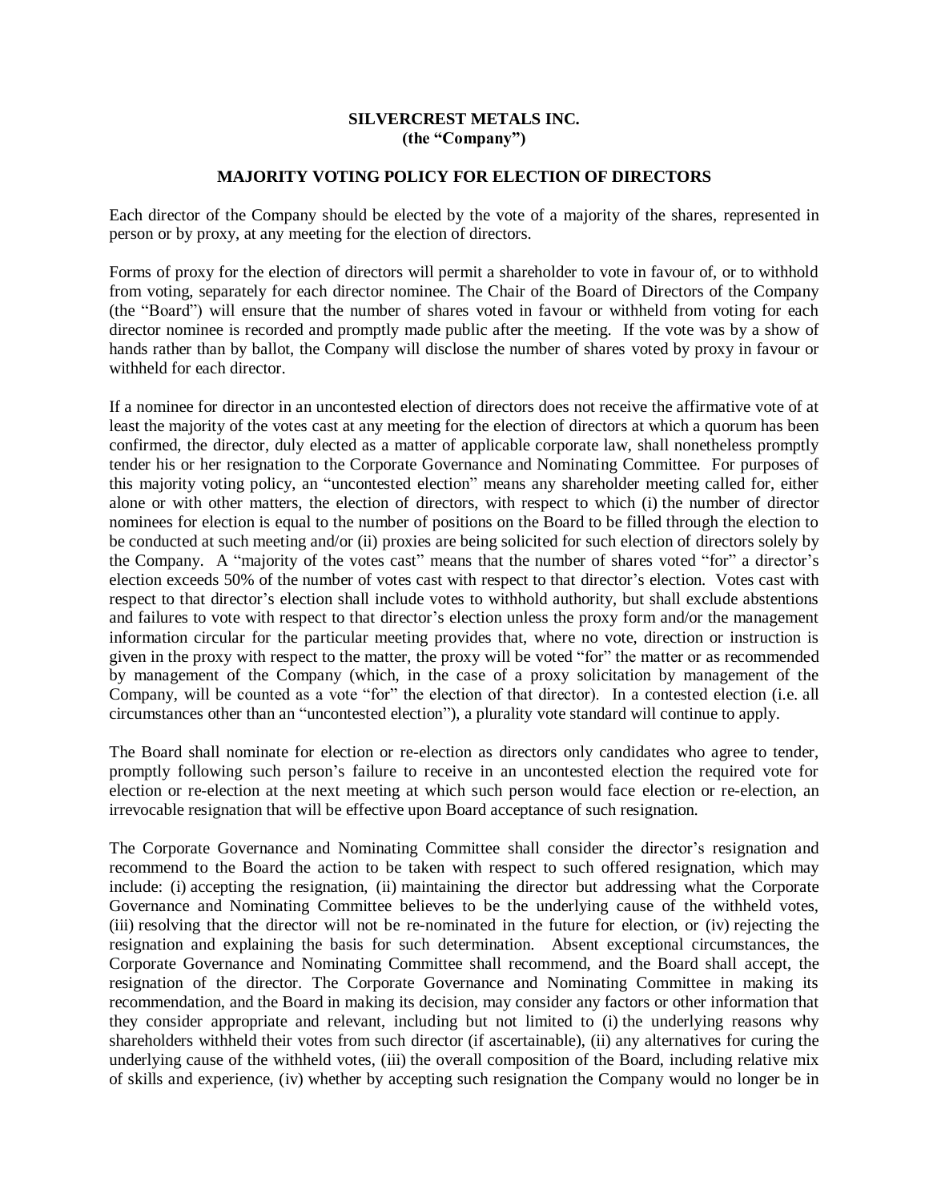**SILVERCREST METALS INC.**
**(the "Company")**

**MAJORITY VOTING POLICY FOR ELECTION OF DIRECTORS**

Each director of the Company should be elected by the vote of a majority of the shares, represented in person or by proxy, at any meeting for the election of directors.

Forms of proxy for the election of directors will permit a shareholder to vote in favour of, or to withhold from voting, separately for each director nominee. The Chair of the Board of Directors of the Company (the "Board") will ensure that the number of shares voted in favour or withheld from voting for each director nominee is recorded and promptly made public after the meeting. If the vote was by a show of hands rather than by ballot, the Company will disclose the number of shares voted by proxy in favour or withheld for each director.

If a nominee for director in an uncontested election of directors does not receive the affirmative vote of at least the majority of the votes cast at any meeting for the election of directors at which a quorum has been confirmed, the director, duly elected as a matter of applicable corporate law, shall nonetheless promptly tender his or her resignation to the Corporate Governance and Nominating Committee. For purposes of this majority voting policy, an "uncontested election" means any shareholder meeting called for, either alone or with other matters, the election of directors, with respect to which (i) the number of director nominees for election is equal to the number of positions on the Board to be filled through the election to be conducted at such meeting and/or (ii) proxies are being solicited for such election of directors solely by the Company. A "majority of the votes cast" means that the number of shares voted "for" a director's election exceeds 50% of the number of votes cast with respect to that director's election. Votes cast with respect to that director's election shall include votes to withhold authority, but shall exclude abstentions and failures to vote with respect to that director's election unless the proxy form and/or the management information circular for the particular meeting provides that, where no vote, direction or instruction is given in the proxy with respect to the matter, the proxy will be voted "for" the matter or as recommended by management of the Company (which, in the case of a proxy solicitation by management of the Company, will be counted as a vote "for" the election of that director). In a contested election (i.e. all circumstances other than an "uncontested election"), a plurality vote standard will continue to apply.

The Board shall nominate for election or re-election as directors only candidates who agree to tender, promptly following such person's failure to receive in an uncontested election the required vote for election or re-election at the next meeting at which such person would face election or re-election, an irrevocable resignation that will be effective upon Board acceptance of such resignation.

The Corporate Governance and Nominating Committee shall consider the director's resignation and recommend to the Board the action to be taken with respect to such offered resignation, which may include: (i) accepting the resignation, (ii) maintaining the director but addressing what the Corporate Governance and Nominating Committee believes to be the underlying cause of the withheld votes, (iii) resolving that the director will not be re-nominated in the future for election, or (iv) rejecting the resignation and explaining the basis for such determination. Absent exceptional circumstances, the Corporate Governance and Nominating Committee shall recommend, and the Board shall accept, the resignation of the director. The Corporate Governance and Nominating Committee in making its recommendation, and the Board in making its decision, may consider any factors or other information that they consider appropriate and relevant, including but not limited to (i) the underlying reasons why shareholders withheld their votes from such director (if ascertainable), (ii) any alternatives for curing the underlying cause of the withheld votes, (iii) the overall composition of the Board, including relative mix of skills and experience, (iv) whether by accepting such resignation the Company would no longer be in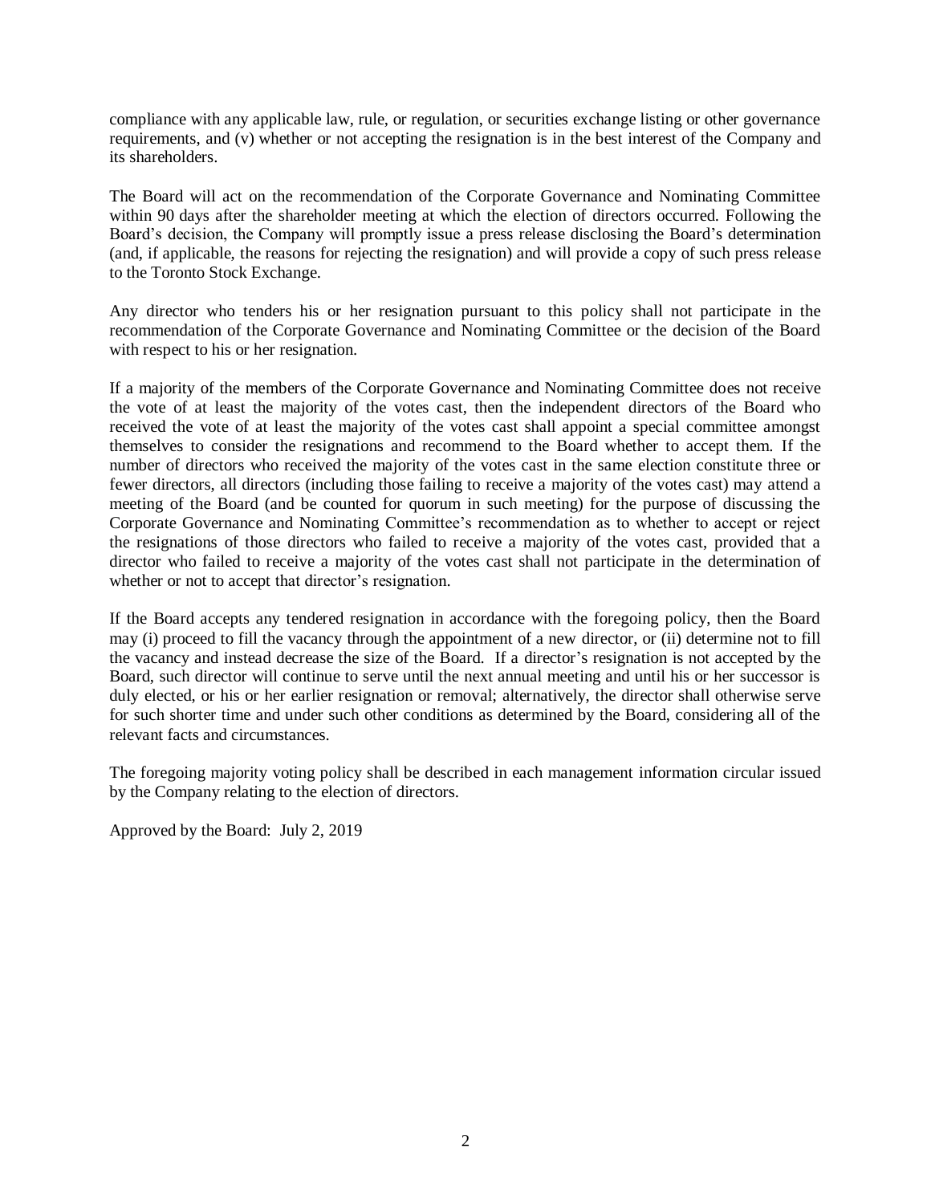compliance with any applicable law, rule, or regulation, or securities exchange listing or other governance requirements, and (v) whether or not accepting the resignation is in the best interest of the Company and its shareholders.

The Board will act on the recommendation of the Corporate Governance and Nominating Committee within 90 days after the shareholder meeting at which the election of directors occurred. Following the Board's decision, the Company will promptly issue a press release disclosing the Board's determination (and, if applicable, the reasons for rejecting the resignation) and will provide a copy of such press release to the Toronto Stock Exchange.

Any director who tenders his or her resignation pursuant to this policy shall not participate in the recommendation of the Corporate Governance and Nominating Committee or the decision of the Board with respect to his or her resignation.

If a majority of the members of the Corporate Governance and Nominating Committee does not receive the vote of at least the majority of the votes cast, then the independent directors of the Board who received the vote of at least the majority of the votes cast shall appoint a special committee amongst themselves to consider the resignations and recommend to the Board whether to accept them. If the number of directors who received the majority of the votes cast in the same election constitute three or fewer directors, all directors (including those failing to receive a majority of the votes cast) may attend a meeting of the Board (and be counted for quorum in such meeting) for the purpose of discussing the Corporate Governance and Nominating Committee's recommendation as to whether to accept or reject the resignations of those directors who failed to receive a majority of the votes cast, provided that a director who failed to receive a majority of the votes cast shall not participate in the determination of whether or not to accept that director's resignation.

If the Board accepts any tendered resignation in accordance with the foregoing policy, then the Board may (i) proceed to fill the vacancy through the appointment of a new director, or (ii) determine not to fill the vacancy and instead decrease the size of the Board. If a director's resignation is not accepted by the Board, such director will continue to serve until the next annual meeting and until his or her successor is duly elected, or his or her earlier resignation or removal; alternatively, the director shall otherwise serve for such shorter time and under such other conditions as determined by the Board, considering all of the relevant facts and circumstances.

The foregoing majority voting policy shall be described in each management information circular issued by the Company relating to the election of directors.

Approved by the Board: July 2, 2019